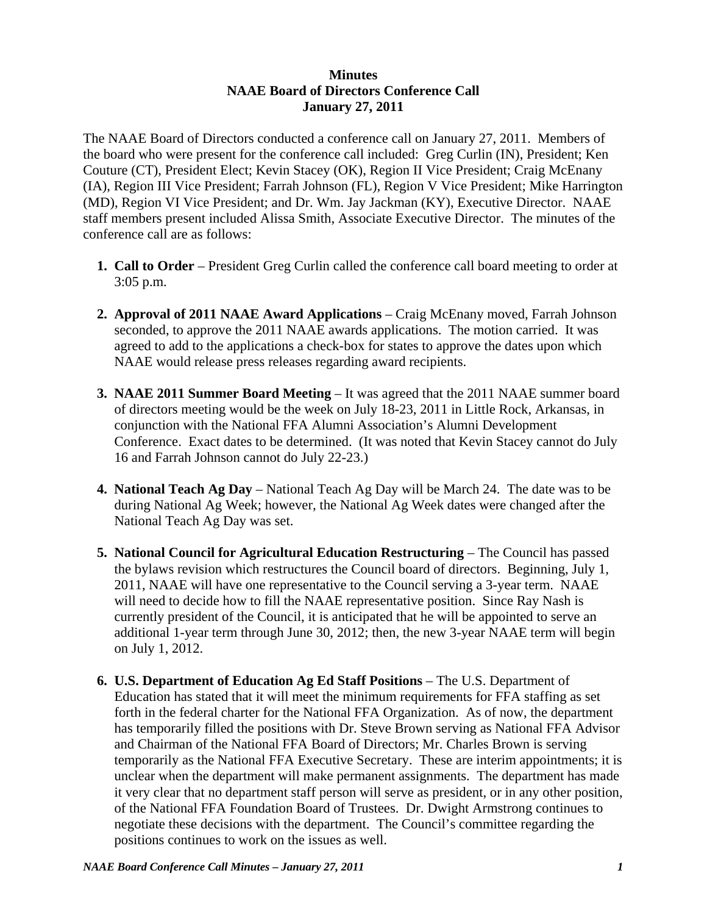**Minutes**
**NAAE Board of Directors Conference Call**
**January 27, 2011**

The NAAE Board of Directors conducted a conference call on January 27, 2011. Members of the board who were present for the conference call included: Greg Curlin (IN), President; Ken Couture (CT), President Elect; Kevin Stacey (OK), Region II Vice President; Craig McEnany (IA), Region III Vice President; Farrah Johnson (FL), Region V Vice President; Mike Harrington (MD), Region VI Vice President; and Dr. Wm. Jay Jackman (KY), Executive Director. NAAE staff members present included Alissa Smith, Associate Executive Director. The minutes of the conference call are as follows:

1. **Call to Order** – President Greg Curlin called the conference call board meeting to order at 3:05 p.m.

2. **Approval of 2011 NAAE Award Applications** – Craig McEnany moved, Farrah Johnson seconded, to approve the 2011 NAAE awards applications. The motion carried. It was agreed to add to the applications a check-box for states to approve the dates upon which NAAE would release press releases regarding award recipients.

3. **NAAE 2011 Summer Board Meeting** – It was agreed that the 2011 NAAE summer board of directors meeting would be the week on July 18-23, 2011 in Little Rock, Arkansas, in conjunction with the National FFA Alumni Association's Alumni Development Conference. Exact dates to be determined. (It was noted that Kevin Stacey cannot do July 16 and Farrah Johnson cannot do July 22-23.)

4. **National Teach Ag Day** – National Teach Ag Day will be March 24. The date was to be during National Ag Week; however, the National Ag Week dates were changed after the National Teach Ag Day was set.

5. **National Council for Agricultural Education Restructuring** – The Council has passed the bylaws revision which restructures the Council board of directors. Beginning, July 1, 2011, NAAE will have one representative to the Council serving a 3-year term. NAAE will need to decide how to fill the NAAE representative position. Since Ray Nash is currently president of the Council, it is anticipated that he will be appointed to serve an additional 1-year term through June 30, 2012; then, the new 3-year NAAE term will begin on July 1, 2012.

6. **U.S. Department of Education Ag Ed Staff Positions** – The U.S. Department of Education has stated that it will meet the minimum requirements for FFA staffing as set forth in the federal charter for the National FFA Organization. As of now, the department has temporarily filled the positions with Dr. Steve Brown serving as National FFA Advisor and Chairman of the National FFA Board of Directors; Mr. Charles Brown is serving temporarily as the National FFA Executive Secretary. These are interim appointments; it is unclear when the department will make permanent assignments. The department has made it very clear that no department staff person will serve as president, or in any other position, of the National FFA Foundation Board of Trustees. Dr. Dwight Armstrong continues to negotiate these decisions with the department. The Council's committee regarding the positions continues to work on the issues as well.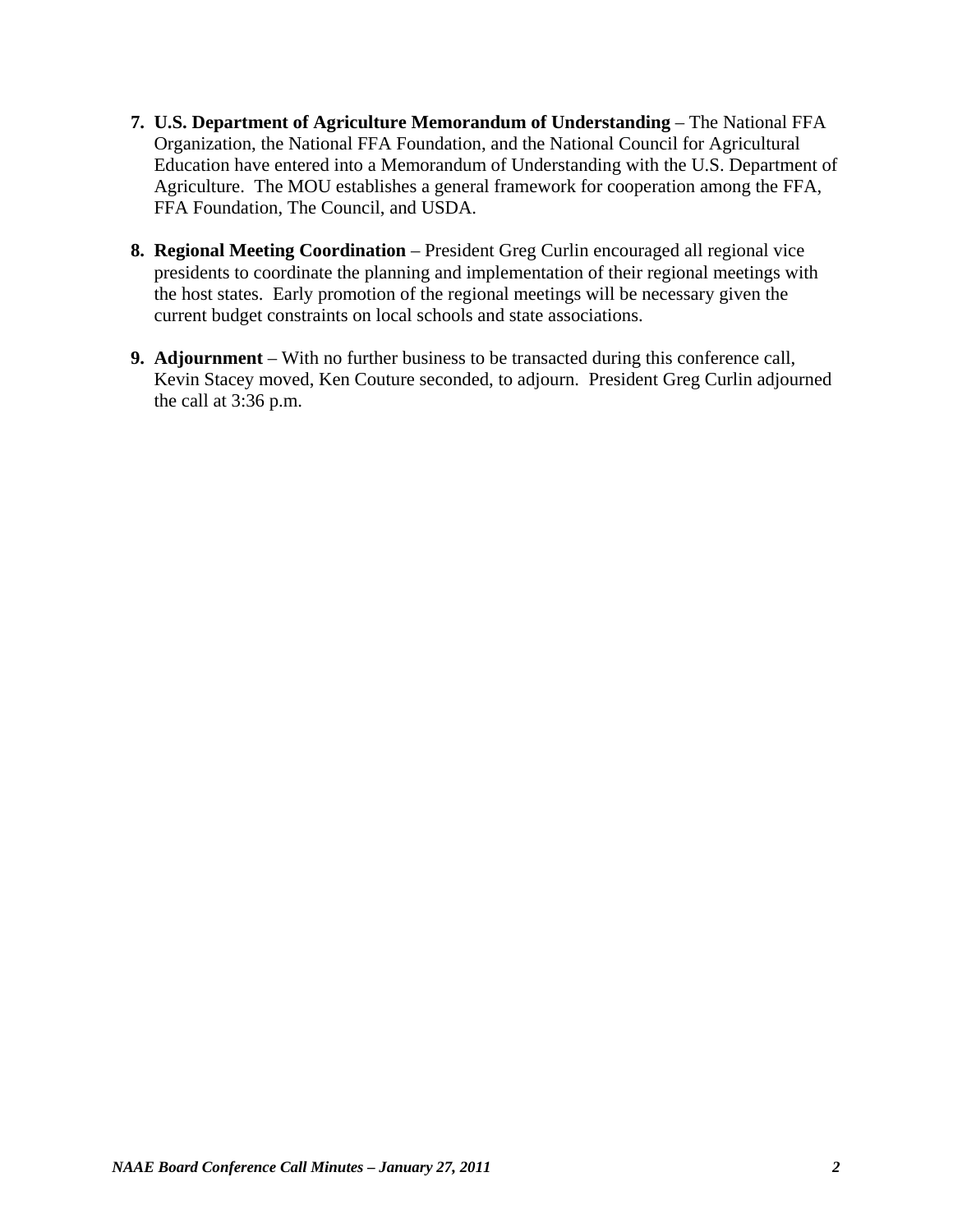7. **U.S. Department of Agriculture Memorandum of Understanding** – The National FFA Organization, the National FFA Foundation, and the National Council for Agricultural Education have entered into a Memorandum of Understanding with the U.S. Department of Agriculture. The MOU establishes a general framework for cooperation among the FFA, FFA Foundation, The Council, and USDA.

8. **Regional Meeting Coordination** – President Greg Curlin encouraged all regional vice presidents to coordinate the planning and implementation of their regional meetings with the host states. Early promotion of the regional meetings will be necessary given the current budget constraints on local schools and state associations.

9. **Adjournment** – With no further business to be transacted during this conference call, Kevin Stacey moved, Ken Couture seconded, to adjourn. President Greg Curlin adjourned the call at 3:36 p.m.